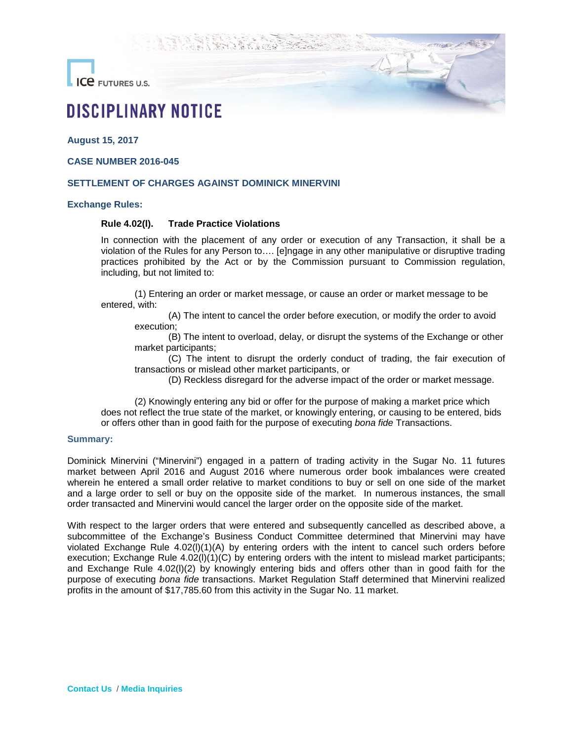ICE FUTURES U.S.

# DISCIPLINARY NOTICE

**August 15, 2017**

**CASE NUMBER 2016-045**

**SETTLEMENT OF CHARGES AGAINST DOMINICK MINERVINI**

**Exchange Rules:**

**Rule 4.02(l). Trade Practice Violations**

In connection with the placement of any order or execution of any Transaction, it shall be a violation of the Rules for any Person to…. [e]ngage in any other manipulative or disruptive trading practices prohibited by the Act or by the Commission pursuant to Commission regulation, including, but not limited to:

(1) Entering an order or market message, or cause an order or market message to be entered, with:

(A) The intent to cancel the order before execution, or modify the order to avoid execution;

(B) The intent to overload, delay, or disrupt the systems of the Exchange or other market participants;

(C) The intent to disrupt the orderly conduct of trading, the fair execution of transactions or mislead other market participants, or

(D) Reckless disregard for the adverse impact of the order or market message.

(2) Knowingly entering any bid or offer for the purpose of making a market price which does not reflect the true state of the market, or knowingly entering, or causing to be entered, bids or offers other than in good faith for the purpose of executing *bona fide* Transactions.

**Summary:**

Dominick Minervini ("Minervini") engaged in a pattern of trading activity in the Sugar No. 11 futures market between April 2016 and August 2016 where numerous order book imbalances were created wherein he entered a small order relative to market conditions to buy or sell on one side of the market and a large order to sell or buy on the opposite side of the market. In numerous instances, the small order transacted and Minervini would cancel the larger order on the opposite side of the market.

With respect to the larger orders that were entered and subsequently cancelled as described above, a subcommittee of the Exchange's Business Conduct Committee determined that Minervini may have violated Exchange Rule 4.02(l)(1)(A) by entering orders with the intent to cancel such orders before execution; Exchange Rule 4.02(l)(1)(C) by entering orders with the intent to mislead market participants; and Exchange Rule 4.02(l)(2) by knowingly entering bids and offers other than in good faith for the purpose of executing *bona fide* transactions. Market Regulation Staff determined that Minervini realized profits in the amount of $17,785.60 from this activity in the Sugar No. 11 market.

Contact Us / Media Inquiries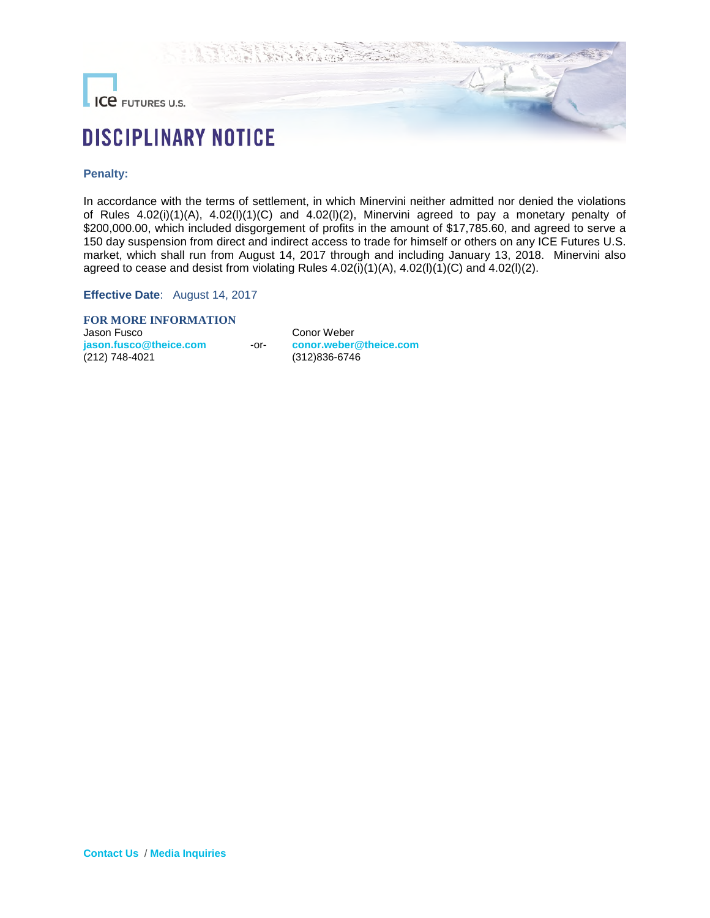ICE FUTURES U.S.

# DISCIPLINARY NOTICE

**Penalty:**

In accordance with the terms of settlement, in which Minervini neither admitted nor denied the violations of Rules 4.02(i)(1)(A), 4.02(l)(1)(C) and 4.02(l)(2), Minervini agreed to pay a monetary penalty of $200,000.00, which included disgorgement of profits in the amount of $17,785.60, and agreed to serve a 150 day suspension from direct and indirect access to trade for himself or others on any ICE Futures U.S. market, which shall run from August 14, 2017 through and including January 13, 2018. Minervini also agreed to cease and desist from violating Rules 4.02(i)(1)(A), 4.02(l)(1)(C) and 4.02(l)(2).

**Effective Date**: August 14, 2017

**FOR MORE INFORMATION**

Jason Fusco
**jason.fusco@theice.com**
(212) 748-4021

-or-

Conor Weber
**conor.weber@theice.com**
(312)836-6746

**Contact Us** / **Media Inquiries**